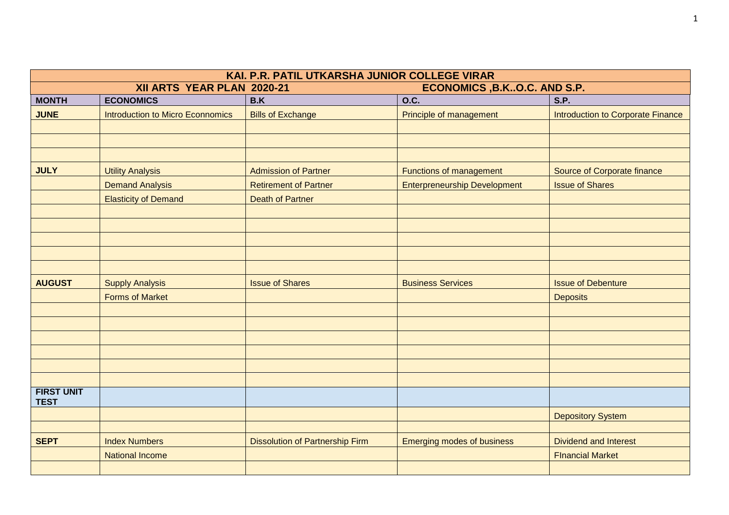| KAI. P.R. PATIL UTKARSHA JUNIOR COLLEGE VIRAR | | | | |
|---|---|---|---|---|
| XII ARTS YEAR PLAN 2020-21 | | | ECONOMICS ,B.K..O.C. AND S.P. | |
| **MONTH** | **ECONOMICS** | **B.K** | **O.C.** | **S.P.** |
| **JUNE** | Introduction to Micro Econnomics | Bills of Exchange | Principle of management | Introduction to Corporate Finance |
| | | | | |
| | | | | |
| | | | | |
| **JULY** | Utility Analysis | Admission of Partner | Functions of management | Source of Corporate finance |
| | Demand Analysis | Retirement of Partner | Enterpreneurship Development | Issue of Shares |
| | Elasticity of Demand | Death of Partner | | |
| | | | | |
| | | | | |
| | | | | |
| | | | | |
| | | | | |
| **AUGUST** | Supply Analysis | Issue of Shares | Business Services | Issue of Debenture |
| | Forms of Market | | | Deposits |
| | | | | |
| | | | | |
| | | | | |
| | | | | |
| | | | | |
| | | | | |
| **FIRST UNIT TEST** | | | | |
| | | | | Depository System |
| | | | | |
| **SEPT** | Index Numbers | Dissolution of Partnership Firm | Emerging modes of business | Dividend and Interest |
| | National Income | | | FInancial Market |
| | | | | |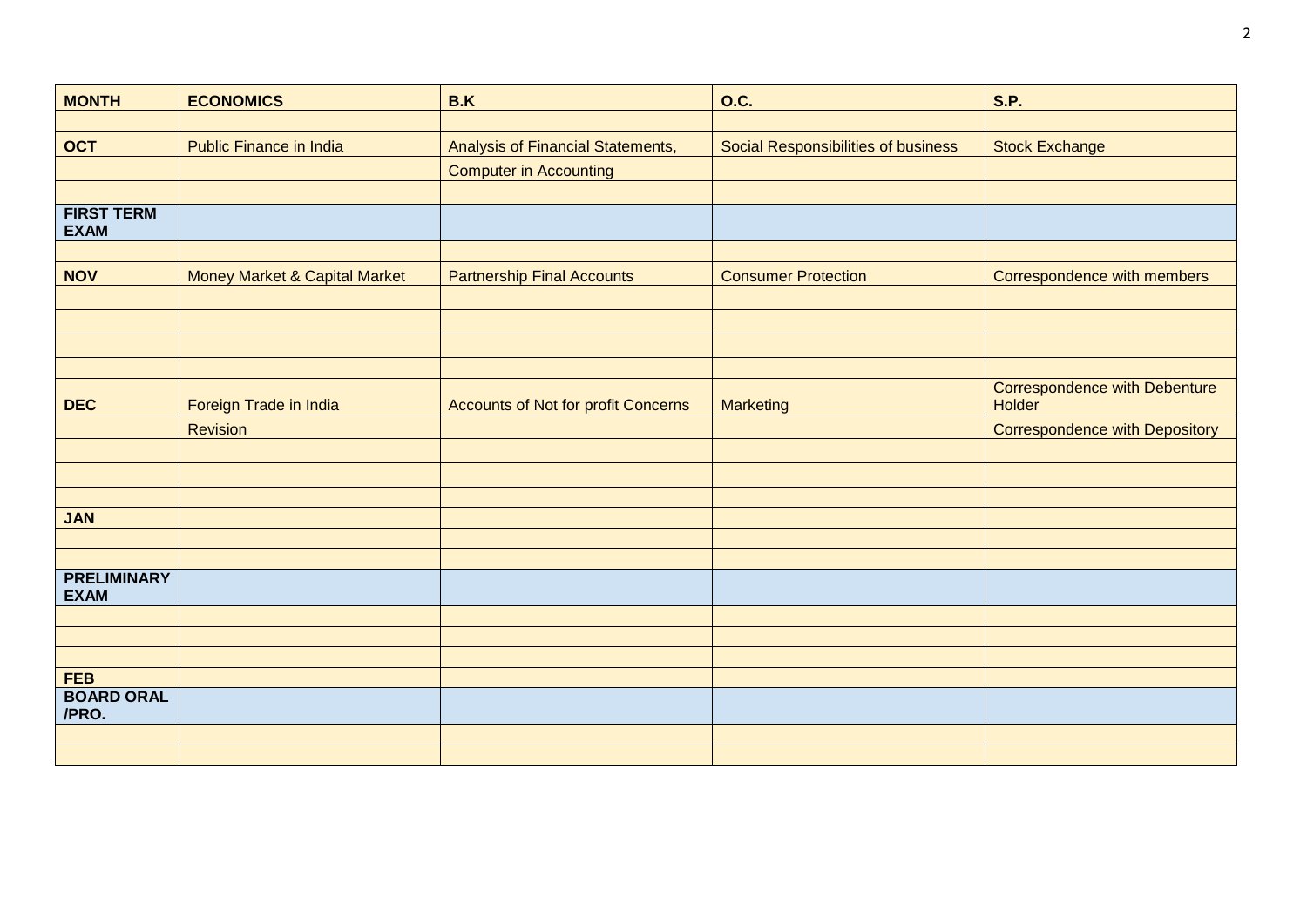| MONTH | ECONOMICS | B.K | O.C. | S.P. |
|---|---|---|---|---|
| | | | | |
| **OCT** | Public Finance in India | Analysis of Financial Statements, | Social Responsibilities of business | Stock Exchange |
| | | Computer in Accounting | | |
| | | | | |
| **FIRST TERM EXAM** | | | | |
| | | | | |
| **NOV** | Money Market & Capital Market | Partnership Final Accounts | Consumer Protection | Correspondence with members |
| | | | | |
| | | | | |
| | | | | |
| | | | | |
| **DEC** | Foreign Trade in India | Accounts of Not for profit Concerns | Marketing | Correspondence with Debenture Holder |
| | Revision | | | Correspondence with Depository |
| | | | | |
| | | | | |
| | | | | |
| **JAN** | | | | |
| | | | | |
| | | | | |
| **PRELIMINARY EXAM** | | | | |
| | | | | |
| | | | | |
| | | | | |
| **FEB** | | | | |
| **BOARD ORAL /PRO.** | | | | |
| | | | | |
| | | | | |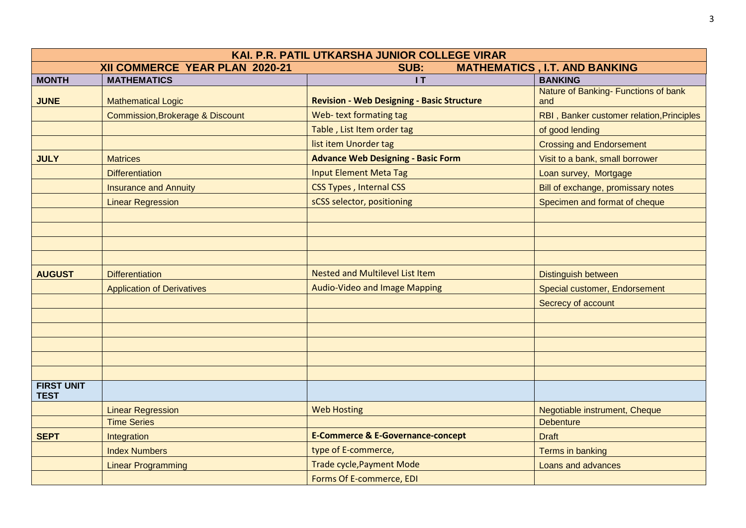| KAI. P.R. PATIL UTKARSHA JUNIOR COLLEGE VIRAR | | | |
|---|---|---|---|
| XII COMMERCE YEAR PLAN 2020-21 | | SUB: MATHEMATICS , I.T. AND BANKING | |
| **MONTH** | **MATHEMATICS** | **I T** | **BANKING** |
| **JUNE** | Mathematical Logic | **Revision - Web Designing - Basic Structure** | Nature of Banking- Functions of bank and |
| | Commission,Brokerage & Discount | Web- text formating tag | RBI , Banker customer relation,Principles |
| | | Table , List Item order tag | of good lending |
| | | list item Unorder tag | Crossing and Endorsement |
| **JULY** | Matrices | **Advance Web Designing - Basic Form** | Visit to a bank, small borrower |
| | Differentiation | Input Element Meta Tag | Loan survey, Mortgage |
| | Insurance and Annuity | CSS Types , Internal CSS | Bill of exchange, promissary notes |
| | Linear Regression | sCSS selector, positioning | Specimen and format of cheque |
| | | | |
| | | | |
| | | | |
| | | | |
| **AUGUST** | Differentiation | Nested and Multilevel List Item | Distinguish between |
| | Application of Derivatives | Audio-Video and Image Mapping | Special customer, Endorsement |
| | | | Secrecy of account |
| | | | |
| | | | |
| | | | |
| | | | |
| | | | |
| **FIRST UNIT TEST** | | | |
| | Linear Regression | Web Hosting | Negotiable instrument, Cheque |
| | Time Series | | Debenture |
| **SEPT** | Integration | **E-Commerce & E-Governance-concept** | Draft |
| | Index Numbers | type of E-commerce, | Terms in banking |
| | Linear Programming | Trade cycle,Payment Mode | Loans and advances |
| | | Forms Of E-commerce, EDI | |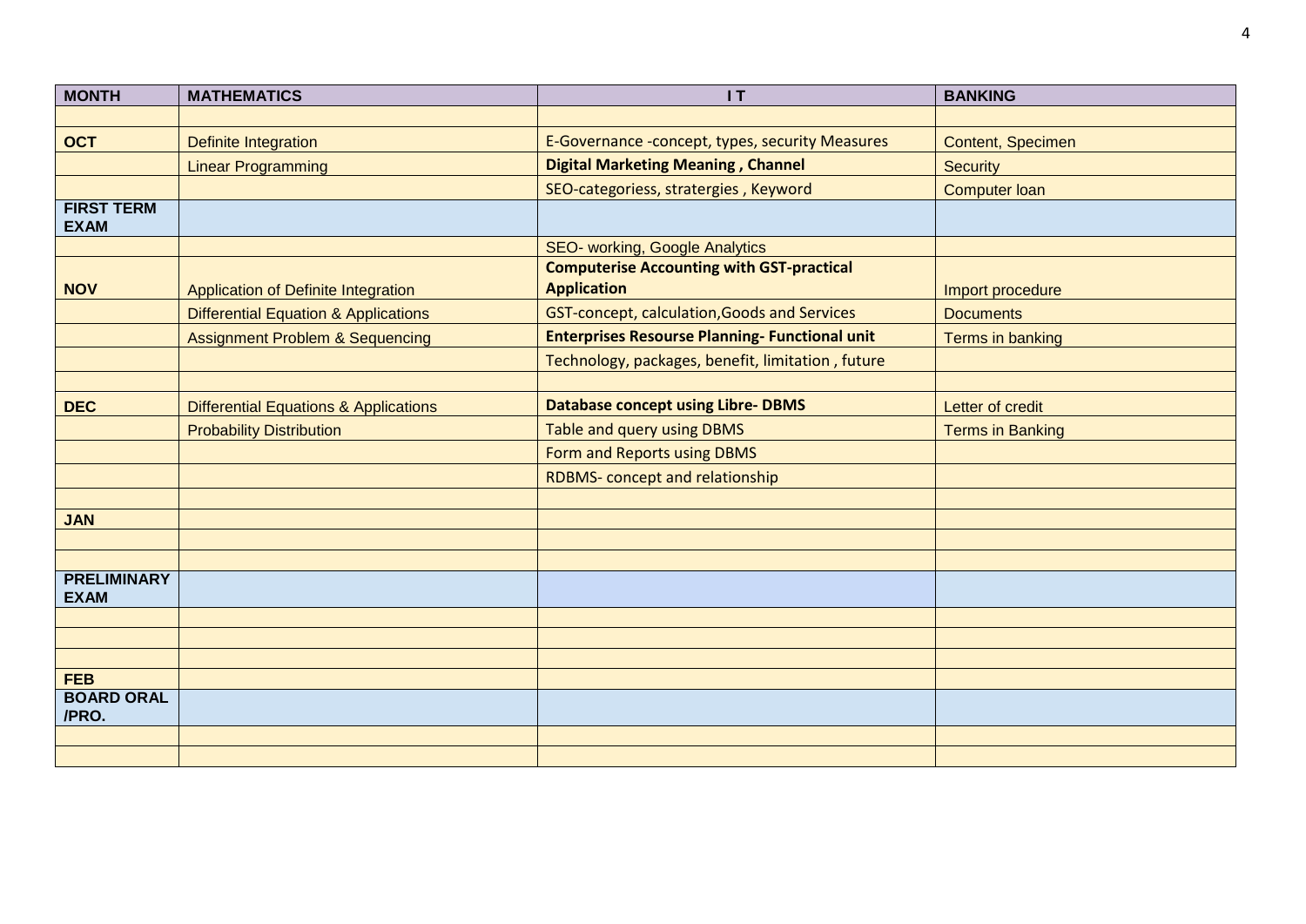| MONTH | MATHEMATICS | I T | BANKING |
|---|---|---|---|
| | | | |
| **OCT** | Definite Integration | E-Governance -concept, types, security Measures | Content, Specimen |
| | Linear Programming | **Digital Marketing Meaning , Channel** | Security |
| | | SEO-categoriess, stratergies , Keyword | Computer loan |
| **FIRST TERM EXAM** | | | |
| | | SEO- working, Google Analytics | |
| **NOV** | Application of Definite Integration | **Computerise Accounting with GST-practical Application** | Import procedure |
| | Differential Equation & Applications | GST-concept, calculation,Goods and Services | Documents |
| | Assignment Problem & Sequencing | **Enterprises Resourse Planning- Functional unit** | Terms in banking |
| | | Technology, packages, benefit, limitation , future | |
| | | | |
| **DEC** | Differential Equations & Applications | **Database concept using Libre- DBMS** | Letter of credit |
| | Probability Distribution | Table and query using DBMS | Terms in Banking |
| | | Form and Reports using DBMS | |
| | | RDBMS- concept and relationship | |
| | | | |
| **JAN** | | | |
| | | | |
| | | | |
| **PRELIMINARY EXAM** | | | |
| | | | |
| | | | |
| | | | |
| **FEB** | | | |
| **BOARD ORAL /PRO.** | | | |
| | | | |
| | | | |